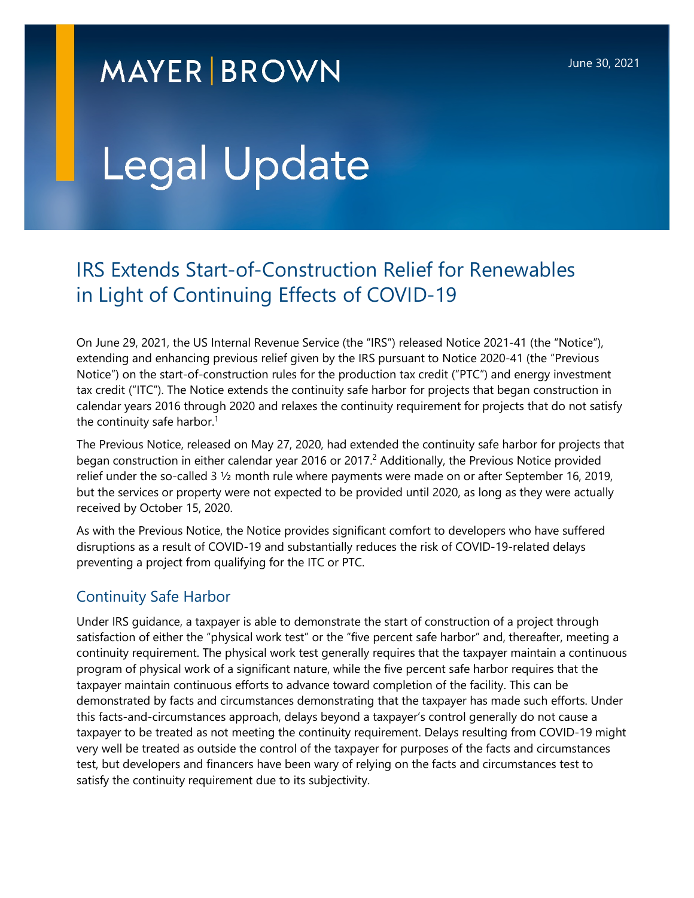MAYER | BROWN

June 30, 2021

# Legal Update

## IRS Extends Start-of-Construction Relief for Renewables in Light of Continuing Effects of COVID-19

On June 29, 2021, the US Internal Revenue Service (the "IRS") released Notice 2021-41 (the "Notice"), extending and enhancing previous relief given by the IRS pursuant to Notice 2020-41 (the "Previous Notice") on the start-of-construction rules for the production tax credit ("PTC") and energy investment tax credit ("ITC"). The Notice extends the continuity safe harbor for projects that began construction in calendar years 2016 through 2020 and relaxes the continuity requirement for projects that do not satisfy the continuity safe harbor.[1]

The Previous Notice, released on May 27, 2020, had extended the continuity safe harbor for projects that began construction in either calendar year 2016 or 2017.[2] Additionally, the Previous Notice provided relief under the so-called 3 ½ month rule where payments were made on or after September 16, 2019, but the services or property were not expected to be provided until 2020, as long as they were actually received by October 15, 2020.

As with the Previous Notice, the Notice provides significant comfort to developers who have suffered disruptions as a result of COVID-19 and substantially reduces the risk of COVID-19-related delays preventing a project from qualifying for the ITC or PTC.

### Continuity Safe Harbor

Under IRS guidance, a taxpayer is able to demonstrate the start of construction of a project through satisfaction of either the "physical work test" or the "five percent safe harbor" and, thereafter, meeting a continuity requirement. The physical work test generally requires that the taxpayer maintain a continuous program of physical work of a significant nature, while the five percent safe harbor requires that the taxpayer maintain continuous efforts to advance toward completion of the facility. This can be demonstrated by facts and circumstances demonstrating that the taxpayer has made such efforts. Under this facts-and-circumstances approach, delays beyond a taxpayer's control generally do not cause a taxpayer to be treated as not meeting the continuity requirement. Delays resulting from COVID-19 might very well be treated as outside the control of the taxpayer for purposes of the facts and circumstances test, but developers and financers have been wary of relying on the facts and circumstances test to satisfy the continuity requirement due to its subjectivity.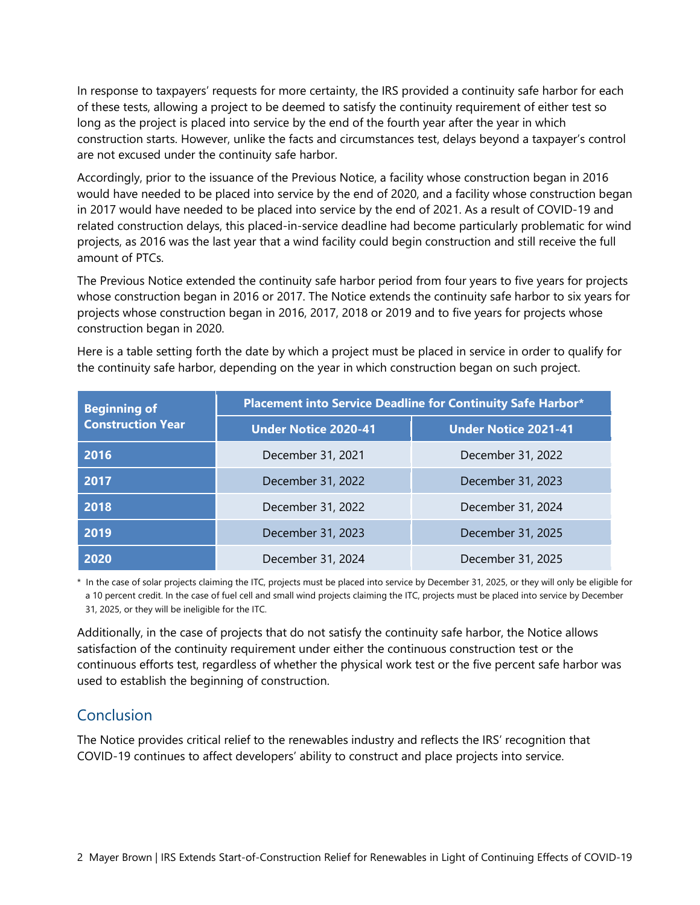In response to taxpayers' requests for more certainty, the IRS provided a continuity safe harbor for each of these tests, allowing a project to be deemed to satisfy the continuity requirement of either test so long as the project is placed into service by the end of the fourth year after the year in which construction starts. However, unlike the facts and circumstances test, delays beyond a taxpayer's control are not excused under the continuity safe harbor.

Accordingly, prior to the issuance of the Previous Notice, a facility whose construction began in 2016 would have needed to be placed into service by the end of 2020, and a facility whose construction began in 2017 would have needed to be placed into service by the end of 2021. As a result of COVID-19 and related construction delays, this placed-in-service deadline had become particularly problematic for wind projects, as 2016 was the last year that a wind facility could begin construction and still receive the full amount of PTCs.

The Previous Notice extended the continuity safe harbor period from four years to five years for projects whose construction began in 2016 or 2017. The Notice extends the continuity safe harbor to six years for projects whose construction began in 2016, 2017, 2018 or 2019 and to five years for projects whose construction began in 2020.

Here is a table setting forth the date by which a project must be placed in service in order to qualify for the continuity safe harbor, depending on the year in which construction began on such project.

| Beginning of Construction Year | Placement into Service Deadline for Continuity Safe Harbor* | |
|---|---|---|
| | **Under Notice 2020-41** | **Under Notice 2021-41** |
| **2016** | December 31, 2021 | December 31, 2022 |
| **2017** | December 31, 2022 | December 31, 2023 |
| **2018** | December 31, 2022 | December 31, 2024 |
| **2019** | December 31, 2023 | December 31, 2025 |
| **2020** | December 31, 2024 | December 31, 2025 |

\* In the case of solar projects claiming the ITC, projects must be placed into service by December 31, 2025, or they will only be eligible for a 10 percent credit. In the case of fuel cell and small wind projects claiming the ITC, projects must be placed into service by December 31, 2025, or they will be ineligible for the ITC.

Additionally, in the case of projects that do not satisfy the continuity safe harbor, the Notice allows satisfaction of the continuity requirement under either the continuous construction test or the continuous efforts test, regardless of whether the physical work test or the five percent safe harbor was used to establish the beginning of construction.

## Conclusion

The Notice provides critical relief to the renewables industry and reflects the IRS' recognition that COVID-19 continues to affect developers' ability to construct and place projects into service.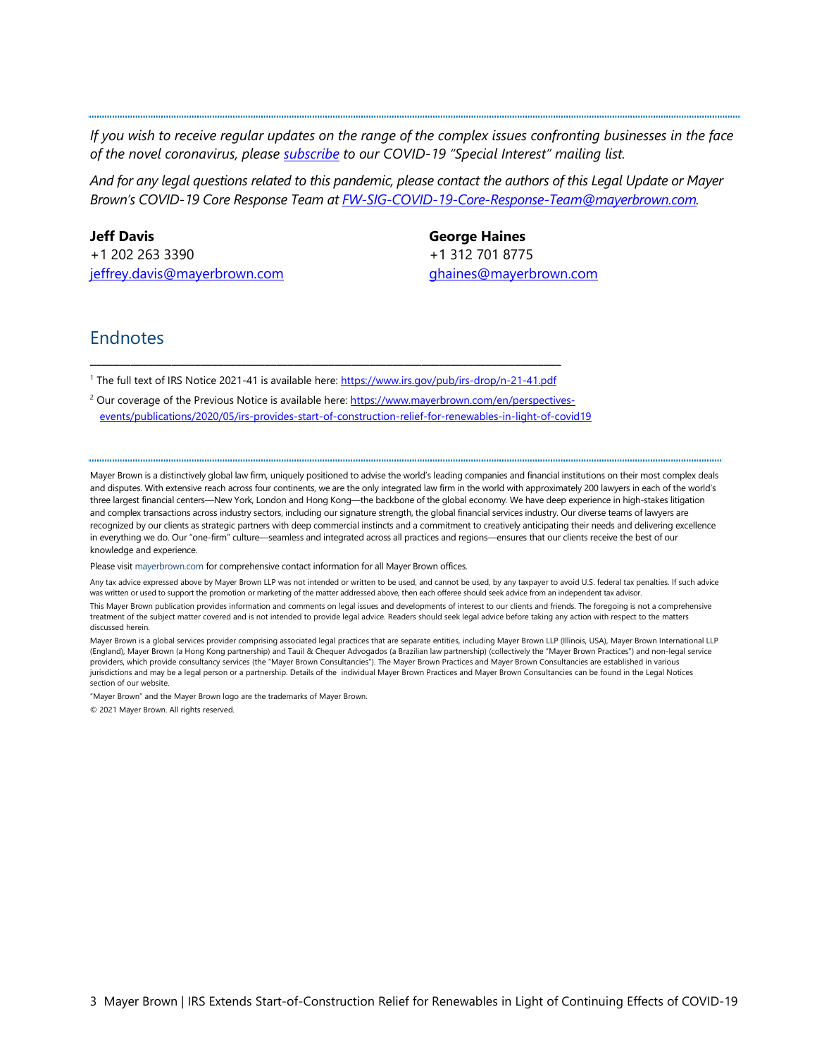*If you wish to receive regular updates on the range of the complex issues confronting businesses in the face of the novel coronavirus, please [subscribe](#) to our COVID-19 "Special Interest" mailing list.*

*And for any legal questions related to this pandemic, please contact the authors of this Legal Update or Mayer Brown's COVID-19 Core Response Team at [FW-SIG-COVID-19-Core-Response-Team@mayerbrown.com](mailto:FW-SIG-COVID-19-Core-Response-Team@mayerbrown.com).*

**Jeff Davis**
+1 202 263 3390
[jeffrey.davis@mayerbrown.com](mailto:jeffrey.davis@mayerbrown.com)

**George Haines**
+1 312 701 8775
[ghaines@mayerbrown.com](mailto:ghaines@mayerbrown.com)

## Endnotes

[1] The full text of IRS Notice 2021-41 is available here: https://www.irs.gov/pub/irs-drop/n-21-41.pdf

[2] Our coverage of the Previous Notice is available here: https://www.mayerbrown.com/en/perspectives-events/publications/2020/05/irs-provides-start-of-construction-relief-for-renewables-in-light-of-covid19

---

Mayer Brown is a distinctively global law firm, uniquely positioned to advise the world's leading companies and financial institutions on their most complex deals and disputes. With extensive reach across four continents, we are the only integrated law firm in the world with approximately 200 lawyers in each of the world's three largest financial centers—New York, London and Hong Kong—the backbone of the global economy. We have deep experience in high-stakes litigation and complex transactions across industry sectors, including our signature strength, the global financial services industry. Our diverse teams of lawyers are recognized by our clients as strategic partners with deep commercial instincts and a commitment to creatively anticipating their needs and delivering excellence in everything we do. Our "one-firm" culture—seamless and integrated across all practices and regions—ensures that our clients receive the best of our knowledge and experience.

Please visit mayerbrown.com for comprehensive contact information for all Mayer Brown offices.

Any tax advice expressed above by Mayer Brown LLP was not intended or written to be used, and cannot be used, by any taxpayer to avoid U.S. federal tax penalties. If such advice was written or used to support the promotion or marketing of the matter addressed above, then each offeree should seek advice from an independent tax advisor.

This Mayer Brown publication provides information and comments on legal issues and developments of interest to our clients and friends. The foregoing is not a comprehensive treatment of the subject matter covered and is not intended to provide legal advice. Readers should seek legal advice before taking any action with respect to the matters discussed herein.

Mayer Brown is a global services provider comprising associated legal practices that are separate entities, including Mayer Brown LLP (Illinois, USA), Mayer Brown International LLP (England), Mayer Brown (a Hong Kong partnership) and Tauil & Chequer Advogados (a Brazilian law partnership) (collectively the "Mayer Brown Practices") and non-legal service providers, which provide consultancy services (the "Mayer Brown Consultancies"). The Mayer Brown Practices and Mayer Brown Consultancies are established in various jurisdictions and may be a legal person or a partnership. Details of the individual Mayer Brown Practices and Mayer Brown Consultancies can be found in the Legal Notices section of our website.

"Mayer Brown" and the Mayer Brown logo are the trademarks of Mayer Brown.

© 2021 Mayer Brown. All rights reserved.